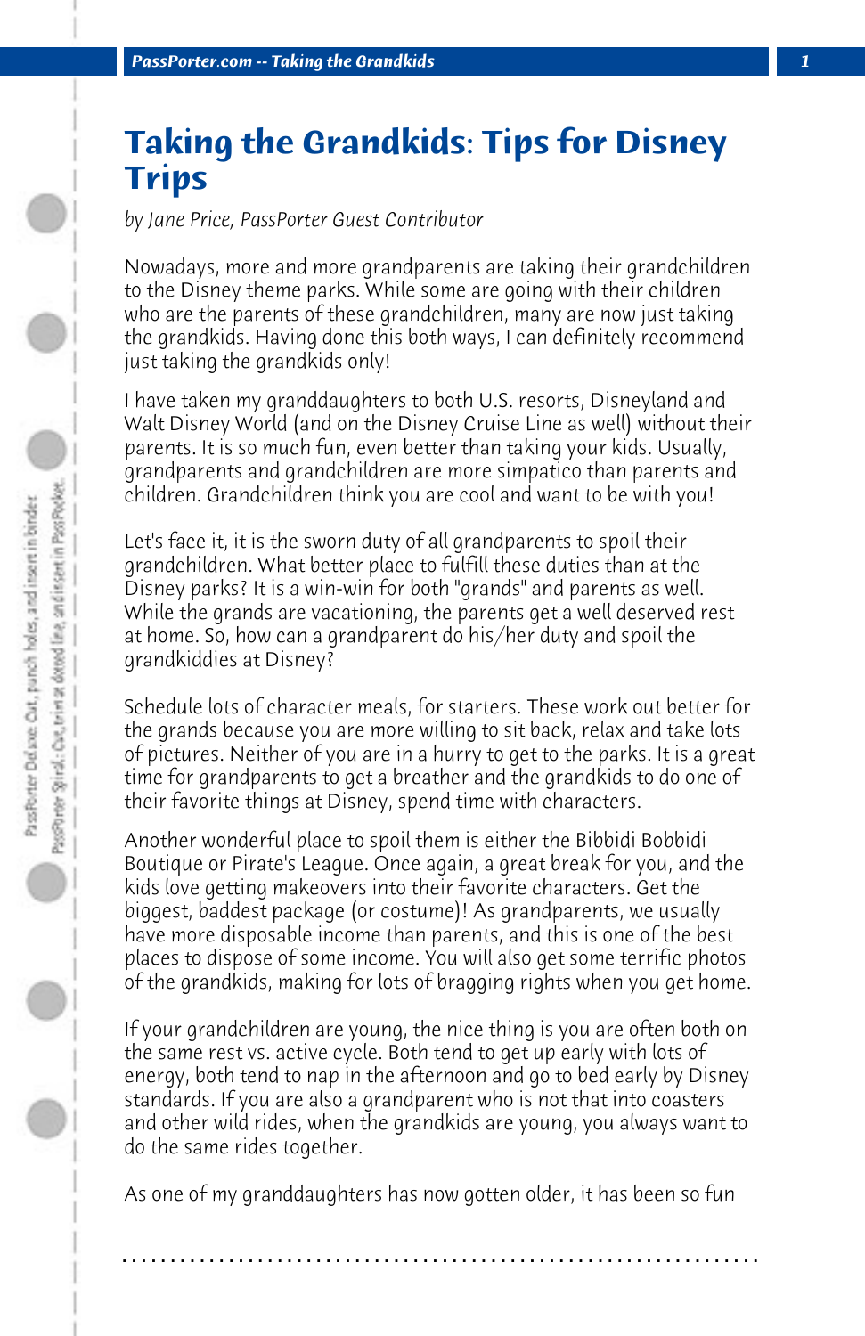# Taking the Grandkids: Tips for Disney Trips

*by Jane Price, PassPorter Guest Contributor*

Nowadays, more and more grandparents are taking their grandchildren to the Disney theme parks. While some are going with their children who are the parents of these grandchildren, many are now just taking the grandkids. Having done this both ways, I can definitely recommend just taking the grandkids only!

I have taken my granddaughters to both U.S. resorts, Disneyland and Walt Disney World (and on the Disney Cruise Line as well) without their parents. It is so much fun, even better than taking your kids. Usually, grandparents and grandchildren are more simpatico than parents and children. Grandchildren think you are cool and want to be with you!

Let's face it, it is the sworn duty of all grandparents to spoil their grandchildren. What better place to fulfill these duties than at the Disney parks? It is a win-win for both "grands" and parents as well. While the grands are vacationing, the parents get a well deserved rest at home. So, how can a grandparent do his/her duty and spoil the grandkiddies at Disney?

Schedule lots of character meals, for starters. These work out better for the grands because you are more willing to sit back, relax and take lots of pictures. Neither of you are in a hurry to get to the parks. It is a great time for grandparents to get a breather and the grandkids to do one of their favorite things at Disney, spend time with characters.

Another wonderful place to spoil them is either the Bibbidi Bobbidi Boutique or Pirate's League. Once again, a great break for you, and the kids love getting makeovers into their favorite characters. Get the biggest, baddest package (or costume)! As grandparents, we usually have more disposable income than parents, and this is one of the best places to dispose of some income. You will also get some terrific photos of the grandkids, making for lots of bragging rights when you get home.

If your grandchildren are young, the nice thing is you are often both on the same rest vs. active cycle. Both tend to get up early with lots of energy, both tend to nap in the afternoon and go to bed early by Disney standards. If you are also a grandparent who is not that into coasters and other wild rides, when the grandkids are young, you always want to do the same rides together.

As one of my granddaughters has now gotten older, it has been so fun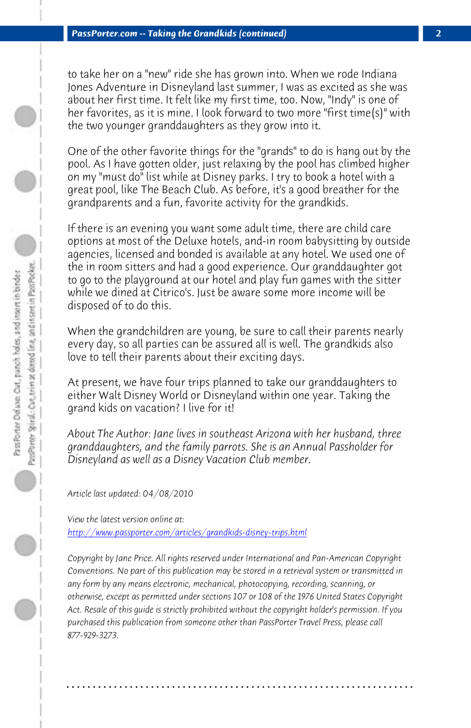to take her on a "new" ride she has grown into. When we rode Indiana Jones Adventure in Disneyland last summer, I was as excited as she was about her first time. It felt like my first time, too. Now, "Indy" is one of her favorites, as it is mine. I look forward to two more "first time(s)" with the two younger granddaughters as they grow into it.

One of the other favorite things for the "grands" to do is hang out by the pool. As I have gotten older, just relaxing by the pool has climbed higher on my "must do" list while at Disney parks. I try to book a hotel with a great pool, like The Beach Club. As before, it's a good breather for the grandparents and a fun, favorite activity for the grandkids.

If there is an evening you want some adult time, there are child care options at most of the Deluxe hotels, and-in room babysitting by outside agencies, licensed and bonded is available at any hotel. We used one of the in room sitters and had a good experience. Our granddaughter got to go to the playground at our hotel and play fun games with the sitter while we dined at Citrico's. Just be aware some more income will be disposed of to do this.

When the grandchildren are young, be sure to call their parents nearly every day, so all parties can be assured all is well. The grandkids also love to tell their parents about their exciting days.

At present, we have four trips planned to take our granddaughters to either Walt Disney World or Disneyland within one year. Taking the grand kids on vacation? I live for it!

*About The Author: Jane lives in southeast Arizona with her husband, three granddaughters, and the family parrots. She is an Annual Passholder for Disneyland as well as a Disney Vacation Club member.*

*Article last updated: 04/08/2010*

*View the latest version online at:*
*http://www.passporter.com/articles/grandkids-disney-trips.html*

*Copyright by Jane Price. All rights reserved under International and Pan-American Copyright Conventions. No part of this publication may be stored in a retrieval system or transmitted in any form by any means electronic, mechanical, photocopying, recording, scanning, or otherwise, except as permitted under sections 107 or 108 of the 1976 United States Copyright Act. Resale of this guide is strictly prohibited without the copyright holder's permission. If you purchased this publication from someone other than PassPorter Travel Press, please call 877-929-3273.*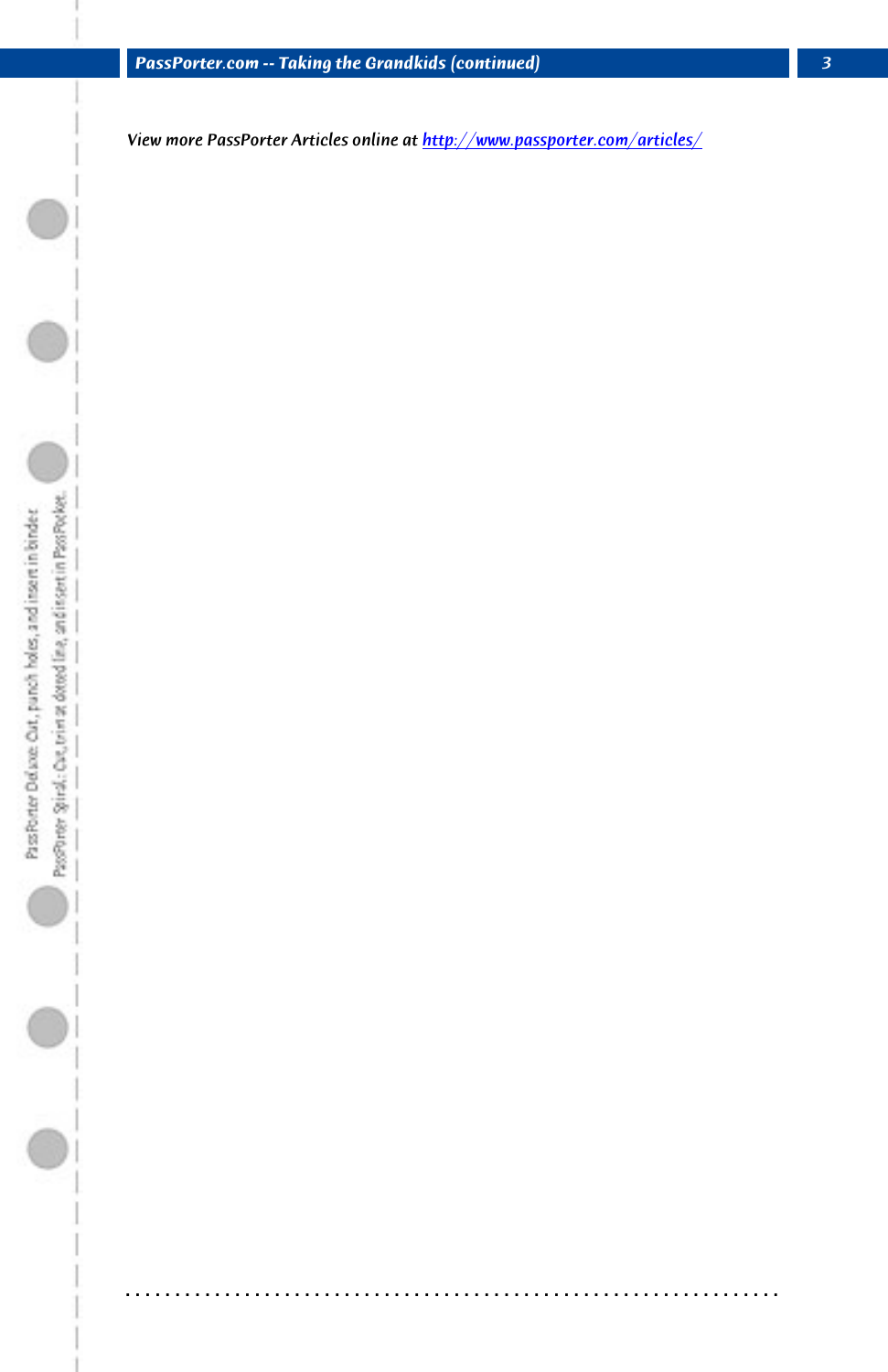*View more PassPorter Articles online at [http://www.passporter.com/articles/](http://www.passporter.com/articles/)*